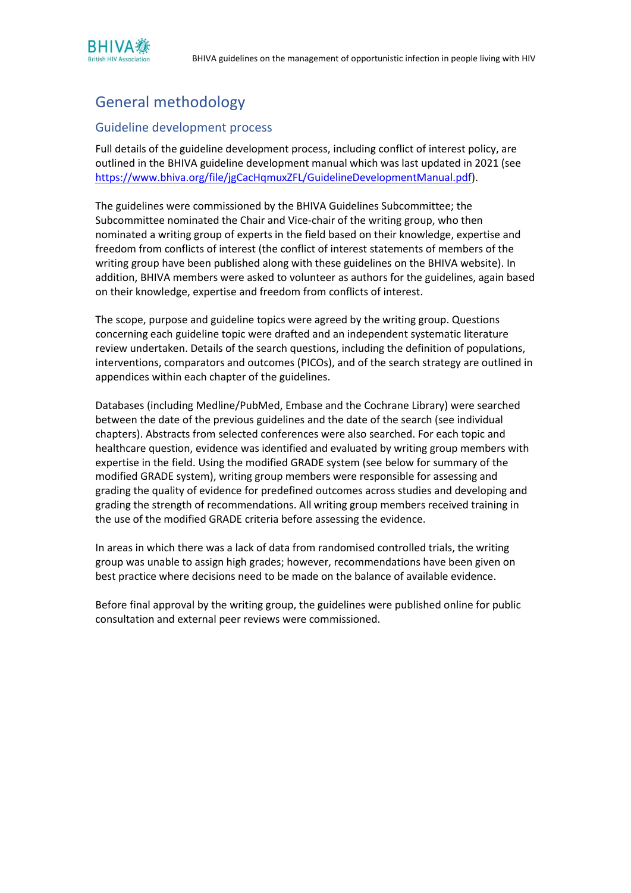# General methodology

## Guideline development process

Full details of the guideline development process, including conflict of interest policy, are outlined in the BHIVA guideline development manual which was last updated in 2021 (see https://www.bhiva.org/file/jgCacHqmuxZFL/GuidelineDevelopmentManual.pdf).

The guidelines were commissioned by the BHIVA Guidelines Subcommittee; the Subcommittee nominated the Chair and Vice-chair of the writing group, who then nominated a writing group of experts in the field based on their knowledge, expertise and freedom from conflicts of interest (the conflict of interest statements of members of the writing group have been published along with these guidelines on the BHIVA website). In addition, BHIVA members were asked to volunteer as authors for the guidelines, again based on their knowledge, expertise and freedom from conflicts of interest.

The scope, purpose and guideline topics were agreed by the writing group. Questions concerning each guideline topic were drafted and an independent systematic literature review undertaken. Details of the search questions, including the definition of populations, interventions, comparators and outcomes (PICOs), and of the search strategy are outlined in appendices within each chapter of the guidelines.

Databases (including Medline/PubMed, Embase and the Cochrane Library) were searched between the date of the previous guidelines and the date of the search (see individual chapters). Abstracts from selected conferences were also searched. For each topic and healthcare question, evidence was identified and evaluated by writing group members with expertise in the field. Using the modified GRADE system (see below for summary of the modified GRADE system), writing group members were responsible for assessing and grading the quality of evidence for predefined outcomes across studies and developing and grading the strength of recommendations. All writing group members received training in the use of the modified GRADE criteria before assessing the evidence.

In areas in which there was a lack of data from randomised controlled trials, the writing group was unable to assign high grades; however, recommendations have been given on best practice where decisions need to be made on the balance of available evidence.

Before final approval by the writing group, the guidelines were published online for public consultation and external peer reviews were commissioned.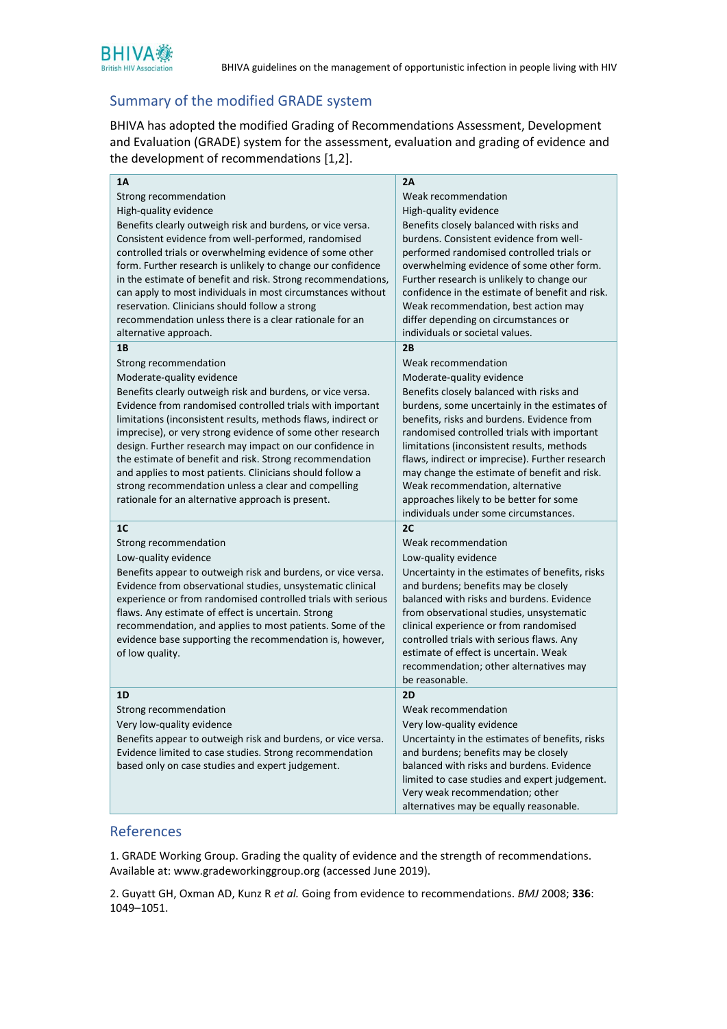## Summary of the modified GRADE system

BHIVA has adopted the modified Grading of Recommendations Assessment, Development and Evaluation (GRADE) system for the assessment, evaluation and grading of evidence and the development of recommendations [1,2].

| | |
|---|---|
| **1A**<br>Strong recommendation<br>High-quality evidence<br>Benefits clearly outweigh risk and burdens, or vice versa. Consistent evidence from well-performed, randomised controlled trials or overwhelming evidence of some other form. Further research is unlikely to change our confidence in the estimate of benefit and risk. Strong recommendations, can apply to most individuals in most circumstances without reservation. Clinicians should follow a strong recommendation unless there is a clear rationale for an alternative approach. | **2A**<br>Weak recommendation<br>High-quality evidence<br>Benefits closely balanced with risks and burdens. Consistent evidence from well-performed randomised controlled trials or overwhelming evidence of some other form. Further research is unlikely to change our confidence in the estimate of benefit and risk. Weak recommendation, best action may differ depending on circumstances or individuals or societal values. |
| **1B**<br>Strong recommendation<br>Moderate-quality evidence<br>Benefits clearly outweigh risk and burdens, or vice versa. Evidence from randomised controlled trials with important limitations (inconsistent results, methods flaws, indirect or imprecise), or very strong evidence of some other research design. Further research may impact on our confidence in the estimate of benefit and risk. Strong recommendation and applies to most patients. Clinicians should follow a strong recommendation unless a clear and compelling rationale for an alternative approach is present. | **2B**<br>Weak recommendation<br>Moderate-quality evidence<br>Benefits closely balanced with risks and burdens, some uncertainly in the estimates of benefits, risks and burdens. Evidence from randomised controlled trials with important limitations (inconsistent results, methods flaws, indirect or imprecise). Further research may change the estimate of benefit and risk. Weak recommendation, alternative approaches likely to be better for some individuals under some circumstances. |
| **1C**<br>Strong recommendation<br>Low-quality evidence<br>Benefits appear to outweigh risk and burdens, or vice versa. Evidence from observational studies, unsystematic clinical experience or from randomised controlled trials with serious flaws. Any estimate of effect is uncertain. Strong recommendation, and applies to most patients. Some of the evidence base supporting the recommendation is, however, of low quality. | **2C**<br>Weak recommendation<br>Low-quality evidence<br>Uncertainty in the estimates of benefits, risks and burdens; benefits may be closely balanced with risks and burdens. Evidence from observational studies, unsystematic clinical experience or from randomised controlled trials with serious flaws. Any estimate of effect is uncertain. Weak recommendation; other alternatives may be reasonable. |
| **1D**<br>Strong recommendation<br>Very low-quality evidence<br>Benefits appear to outweigh risk and burdens, or vice versa. Evidence limited to case studies. Strong recommendation based only on case studies and expert judgement. | **2D**<br>Weak recommendation<br>Very low-quality evidence<br>Uncertainty in the estimates of benefits, risks and burdens; benefits may be closely balanced with risks and burdens. Evidence limited to case studies and expert judgement. Very weak recommendation; other alternatives may be equally reasonable. |

## References

1. GRADE Working Group. Grading the quality of evidence and the strength of recommendations. Available at: www.gradeworkinggroup.org (accessed June 2019).

2. Guyatt GH, Oxman AD, Kunz R *et al.* Going from evidence to recommendations. *BMJ* 2008; **336**: 1049–1051.